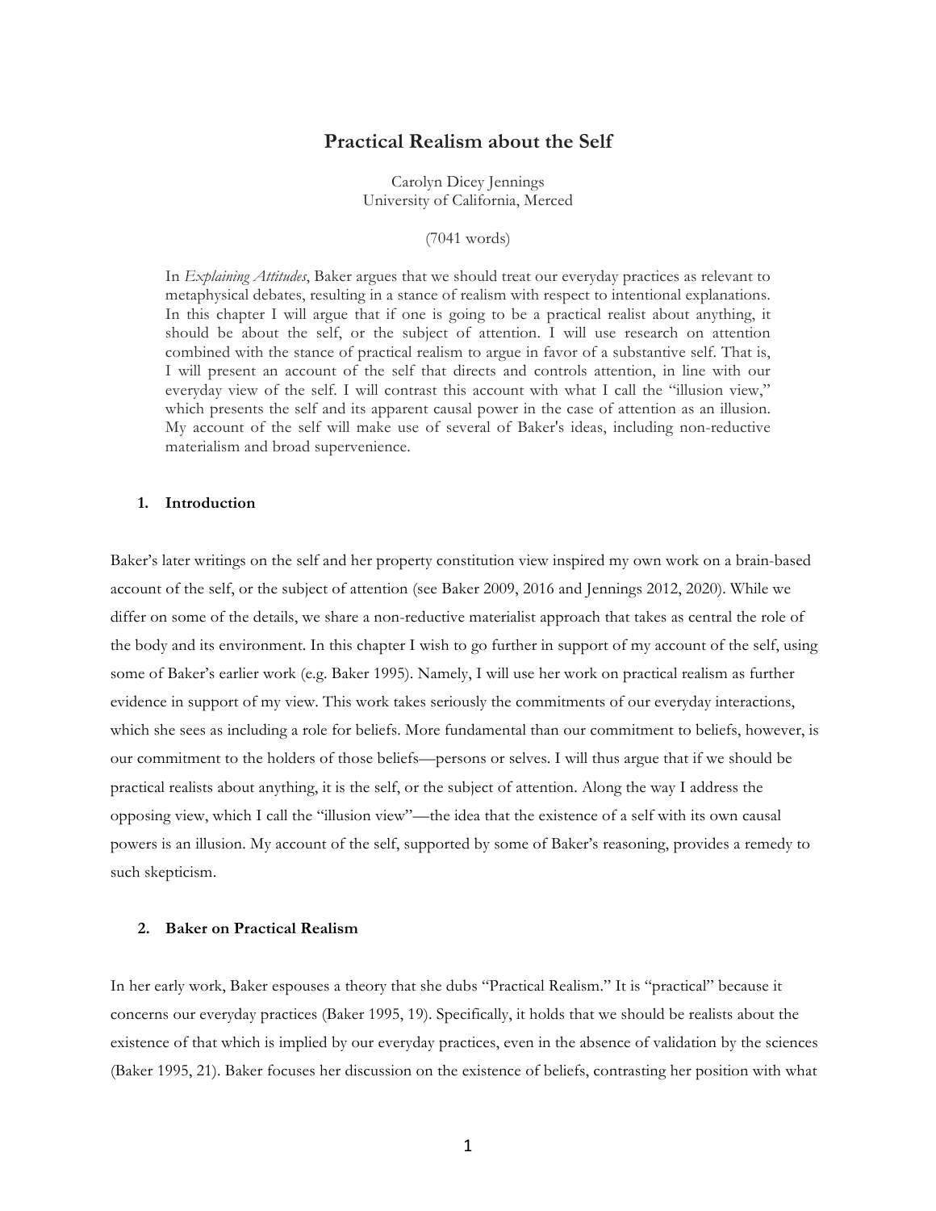# Practical Realism about the Self

Carolyn Dicey Jennings
University of California, Merced

(7041 words)

> In *Explaining Attitudes*, Baker argues that we should treat our everyday practices as relevant to metaphysical debates, resulting in a stance of realism with respect to intentional explanations. In this chapter I will argue that if one is going to be a practical realist about anything, it should be about the self, or the subject of attention. I will use research on attention combined with the stance of practical realism to argue in favor of a substantive self. That is, I will present an account of the self that directs and controls attention, in line with our everyday view of the self. I will contrast this account with what I call the "illusion view," which presents the self and its apparent causal power in the case of attention as an illusion. My account of the self will make use of several of Baker's ideas, including non-reductive materialism and broad supervenience.

## 1. Introduction

Baker's later writings on the self and her property constitution view inspired my own work on a brain-based account of the self, or the subject of attention (see Baker 2009, 2016 and Jennings 2012, 2020). While we differ on some of the details, we share a non-reductive materialist approach that takes as central the role of the body and its environment. In this chapter I wish to go further in support of my account of the self, using some of Baker's earlier work (e.g. Baker 1995). Namely, I will use her work on practical realism as further evidence in support of my view. This work takes seriously the commitments of our everyday interactions, which she sees as including a role for beliefs. More fundamental than our commitment to beliefs, however, is our commitment to the holders of those beliefs—persons or selves. I will thus argue that if we should be practical realists about anything, it is the self, or the subject of attention. Along the way I address the opposing view, which I call the "illusion view"—the idea that the existence of a self with its own causal powers is an illusion. My account of the self, supported by some of Baker's reasoning, provides a remedy to such skepticism.

## 2. Baker on Practical Realism

In her early work, Baker espouses a theory that she dubs "Practical Realism." It is "practical" because it concerns our everyday practices (Baker 1995, 19). Specifically, it holds that we should be realists about the existence of that which is implied by our everyday practices, even in the absence of validation by the sciences (Baker 1995, 21). Baker focuses her discussion on the existence of beliefs, contrasting her position with what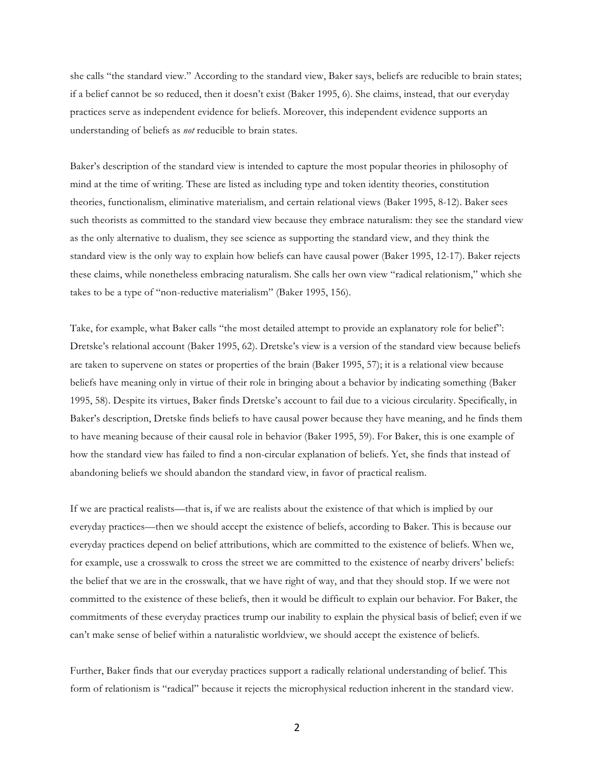she calls "the standard view." According to the standard view, Baker says, beliefs are reducible to brain states; if a belief cannot be so reduced, then it doesn't exist (Baker 1995, 6). She claims, instead, that our everyday practices serve as independent evidence for beliefs. Moreover, this independent evidence supports an understanding of beliefs as *not* reducible to brain states.

Baker's description of the standard view is intended to capture the most popular theories in philosophy of mind at the time of writing. These are listed as including type and token identity theories, constitution theories, functionalism, eliminative materialism, and certain relational views (Baker 1995, 8-12). Baker sees such theorists as committed to the standard view because they embrace naturalism: they see the standard view as the only alternative to dualism, they see science as supporting the standard view, and they think the standard view is the only way to explain how beliefs can have causal power (Baker 1995, 12-17). Baker rejects these claims, while nonetheless embracing naturalism. She calls her own view "radical relationism," which she takes to be a type of "non-reductive materialism" (Baker 1995, 156).

Take, for example, what Baker calls "the most detailed attempt to provide an explanatory role for belief": Dretske's relational account (Baker 1995, 62). Dretske's view is a version of the standard view because beliefs are taken to supervene on states or properties of the brain (Baker 1995, 57); it is a relational view because beliefs have meaning only in virtue of their role in bringing about a behavior by indicating something (Baker 1995, 58). Despite its virtues, Baker finds Dretske's account to fail due to a vicious circularity. Specifically, in Baker's description, Dretske finds beliefs to have causal power because they have meaning, and he finds them to have meaning because of their causal role in behavior (Baker 1995, 59). For Baker, this is one example of how the standard view has failed to find a non-circular explanation of beliefs. Yet, she finds that instead of abandoning beliefs we should abandon the standard view, in favor of practical realism.

If we are practical realists—that is, if we are realists about the existence of that which is implied by our everyday practices—then we should accept the existence of beliefs, according to Baker. This is because our everyday practices depend on belief attributions, which are committed to the existence of beliefs. When we, for example, use a crosswalk to cross the street we are committed to the existence of nearby drivers' beliefs: the belief that we are in the crosswalk, that we have right of way, and that they should stop. If we were not committed to the existence of these beliefs, then it would be difficult to explain our behavior. For Baker, the commitments of these everyday practices trump our inability to explain the physical basis of belief; even if we can't make sense of belief within a naturalistic worldview, we should accept the existence of beliefs.

Further, Baker finds that our everyday practices support a radically relational understanding of belief. This form of relationism is "radical" because it rejects the microphysical reduction inherent in the standard view.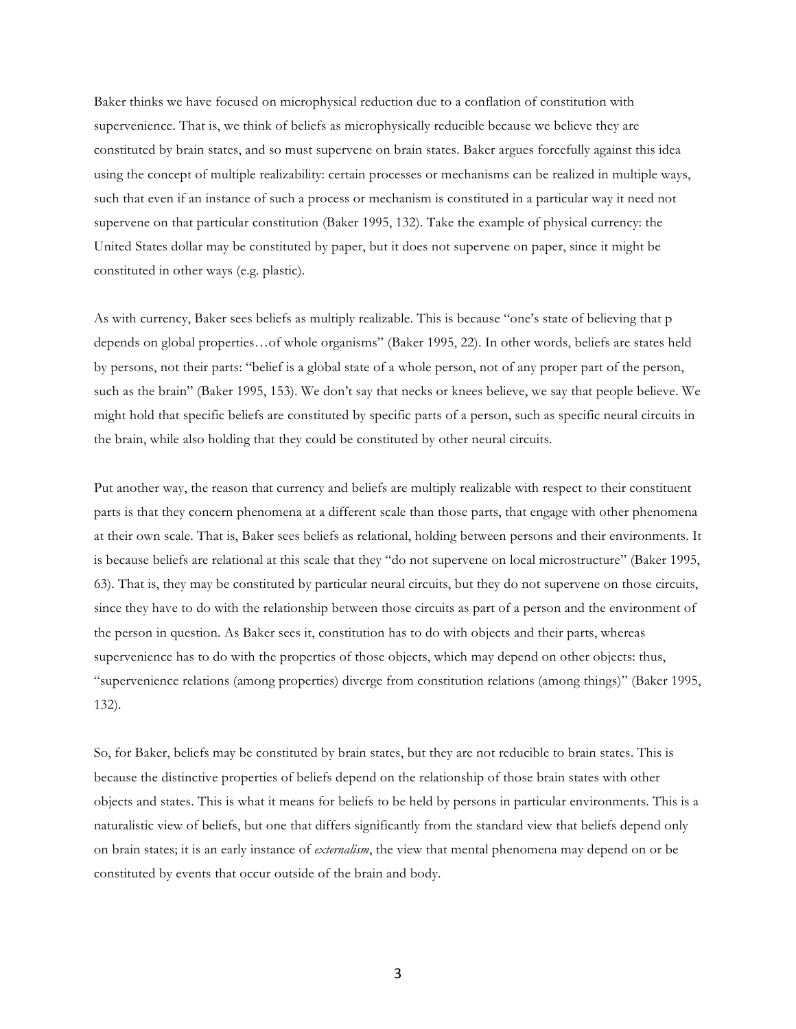Baker thinks we have focused on microphysical reduction due to a conflation of constitution with supervenience. That is, we think of beliefs as microphysically reducible because we believe they are constituted by brain states, and so must supervene on brain states. Baker argues forcefully against this idea using the concept of multiple realizability: certain processes or mechanisms can be realized in multiple ways, such that even if an instance of such a process or mechanism is constituted in a particular way it need not supervene on that particular constitution (Baker 1995, 132). Take the example of physical currency: the United States dollar may be constituted by paper, but it does not supervene on paper, since it might be constituted in other ways (e.g. plastic).

As with currency, Baker sees beliefs as multiply realizable. This is because "one's state of believing that p depends on global properties…of whole organisms" (Baker 1995, 22). In other words, beliefs are states held by persons, not their parts: "belief is a global state of a whole person, not of any proper part of the person, such as the brain" (Baker 1995, 153). We don't say that necks or knees believe, we say that people believe. We might hold that specific beliefs are constituted by specific parts of a person, such as specific neural circuits in the brain, while also holding that they could be constituted by other neural circuits.

Put another way, the reason that currency and beliefs are multiply realizable with respect to their constituent parts is that they concern phenomena at a different scale than those parts, that engage with other phenomena at their own scale. That is, Baker sees beliefs as relational, holding between persons and their environments. It is because beliefs are relational at this scale that they "do not supervene on local microstructure" (Baker 1995, 63). That is, they may be constituted by particular neural circuits, but they do not supervene on those circuits, since they have to do with the relationship between those circuits as part of a person and the environment of the person in question. As Baker sees it, constitution has to do with objects and their parts, whereas supervenience has to do with the properties of those objects, which may depend on other objects: thus, "supervenience relations (among properties) diverge from constitution relations (among things)" (Baker 1995, 132).

So, for Baker, beliefs may be constituted by brain states, but they are not reducible to brain states. This is because the distinctive properties of beliefs depend on the relationship of those brain states with other objects and states. This is what it means for beliefs to be held by persons in particular environments. This is a naturalistic view of beliefs, but one that differs significantly from the standard view that beliefs depend only on brain states; it is an early instance of *externalism*, the view that mental phenomena may depend on or be constituted by events that occur outside of the brain and body.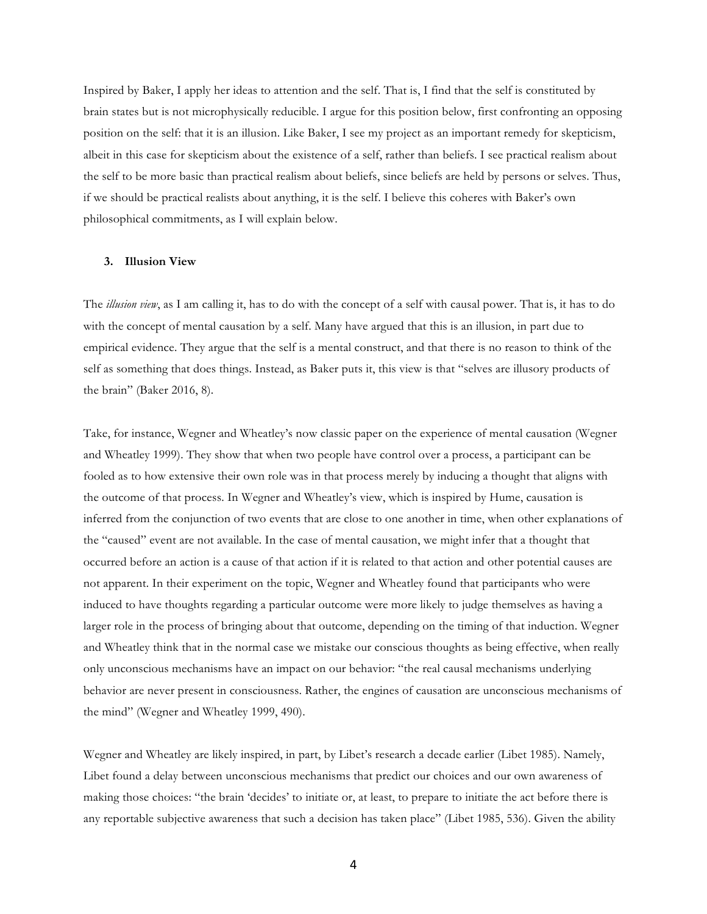Inspired by Baker, I apply her ideas to attention and the self. That is, I find that the self is constituted by brain states but is not microphysically reducible. I argue for this position below, first confronting an opposing position on the self: that it is an illusion. Like Baker, I see my project as an important remedy for skepticism, albeit in this case for skepticism about the existence of a self, rather than beliefs. I see practical realism about the self to be more basic than practical realism about beliefs, since beliefs are held by persons or selves. Thus, if we should be practical realists about anything, it is the self. I believe this coheres with Baker's own philosophical commitments, as I will explain below.

### 3. Illusion View

The *illusion view*, as I am calling it, has to do with the concept of a self with causal power. That is, it has to do with the concept of mental causation by a self. Many have argued that this is an illusion, in part due to empirical evidence. They argue that the self is a mental construct, and that there is no reason to think of the self as something that does things. Instead, as Baker puts it, this view is that "selves are illusory products of the brain" (Baker 2016, 8).

Take, for instance, Wegner and Wheatley's now classic paper on the experience of mental causation (Wegner and Wheatley 1999). They show that when two people have control over a process, a participant can be fooled as to how extensive their own role was in that process merely by inducing a thought that aligns with the outcome of that process. In Wegner and Wheatley's view, which is inspired by Hume, causation is inferred from the conjunction of two events that are close to one another in time, when other explanations of the "caused" event are not available. In the case of mental causation, we might infer that a thought that occurred before an action is a cause of that action if it is related to that action and other potential causes are not apparent. In their experiment on the topic, Wegner and Wheatley found that participants who were induced to have thoughts regarding a particular outcome were more likely to judge themselves as having a larger role in the process of bringing about that outcome, depending on the timing of that induction. Wegner and Wheatley think that in the normal case we mistake our conscious thoughts as being effective, when really only unconscious mechanisms have an impact on our behavior: "the real causal mechanisms underlying behavior are never present in consciousness. Rather, the engines of causation are unconscious mechanisms of the mind" (Wegner and Wheatley 1999, 490).

Wegner and Wheatley are likely inspired, in part, by Libet's research a decade earlier (Libet 1985). Namely, Libet found a delay between unconscious mechanisms that predict our choices and our own awareness of making those choices: "the brain 'decides' to initiate or, at least, to prepare to initiate the act before there is any reportable subjective awareness that such a decision has taken place" (Libet 1985, 536). Given the ability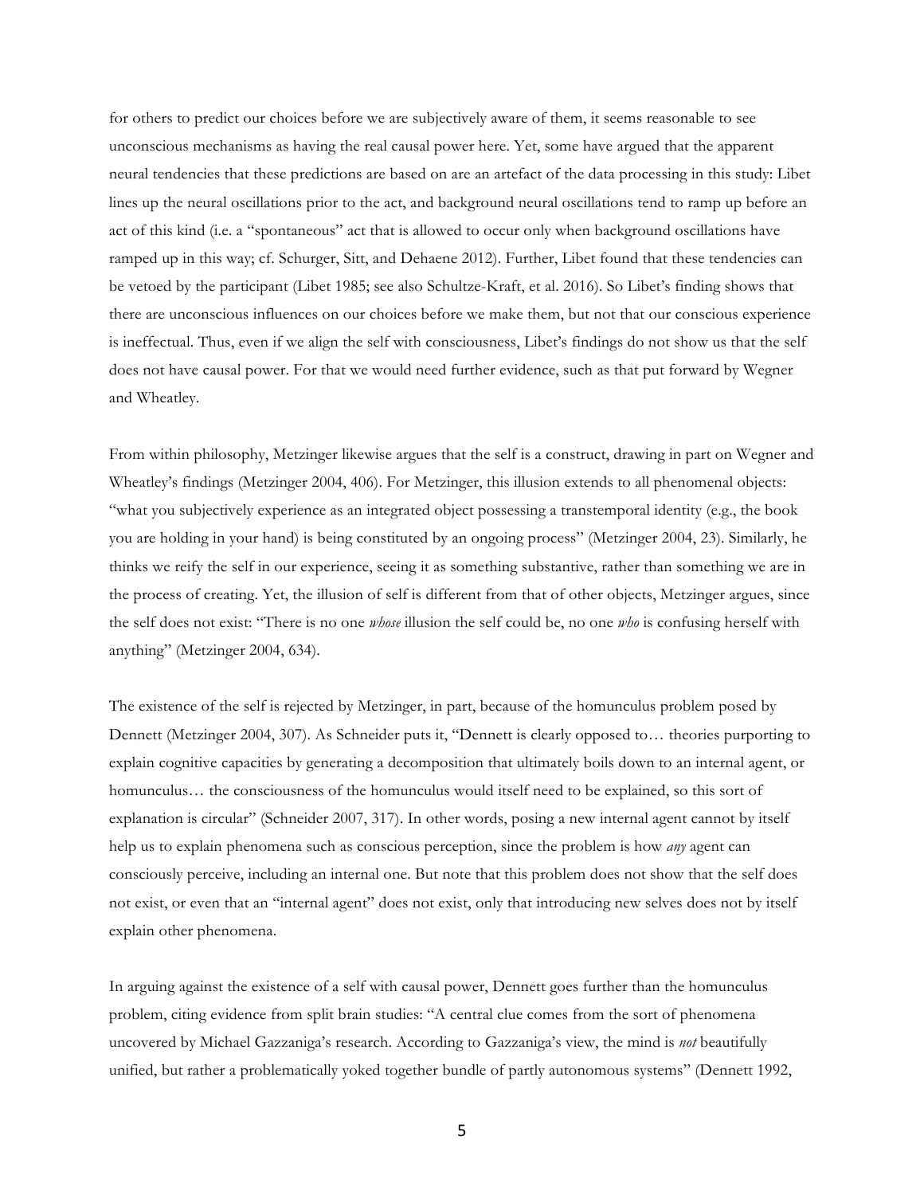for others to predict our choices before we are subjectively aware of them, it seems reasonable to see unconscious mechanisms as having the real causal power here. Yet, some have argued that the apparent neural tendencies that these predictions are based on are an artefact of the data processing in this study: Libet lines up the neural oscillations prior to the act, and background neural oscillations tend to ramp up before an act of this kind (i.e. a "spontaneous" act that is allowed to occur only when background oscillations have ramped up in this way; cf. Schurger, Sitt, and Dehaene 2012). Further, Libet found that these tendencies can be vetoed by the participant (Libet 1985; see also Schultze-Kraft, et al. 2016). So Libet's finding shows that there are unconscious influences on our choices before we make them, but not that our conscious experience is ineffectual. Thus, even if we align the self with consciousness, Libet's findings do not show us that the self does not have causal power. For that we would need further evidence, such as that put forward by Wegner and Wheatley.

From within philosophy, Metzinger likewise argues that the self is a construct, drawing in part on Wegner and Wheatley's findings (Metzinger 2004, 406). For Metzinger, this illusion extends to all phenomenal objects: "what you subjectively experience as an integrated object possessing a transtemporal identity (e.g., the book you are holding in your hand) is being constituted by an ongoing process" (Metzinger 2004, 23). Similarly, he thinks we reify the self in our experience, seeing it as something substantive, rather than something we are in the process of creating. Yet, the illusion of self is different from that of other objects, Metzinger argues, since the self does not exist: "There is no one *whose* illusion the self could be, no one *who* is confusing herself with anything" (Metzinger 2004, 634).

The existence of the self is rejected by Metzinger, in part, because of the homunculus problem posed by Dennett (Metzinger 2004, 307). As Schneider puts it, "Dennett is clearly opposed to… theories purporting to explain cognitive capacities by generating a decomposition that ultimately boils down to an internal agent, or homunculus… the consciousness of the homunculus would itself need to be explained, so this sort of explanation is circular" (Schneider 2007, 317). In other words, posing a new internal agent cannot by itself help us to explain phenomena such as conscious perception, since the problem is how *any* agent can consciously perceive, including an internal one. But note that this problem does not show that the self does not exist, or even that an "internal agent" does not exist, only that introducing new selves does not by itself explain other phenomena.

In arguing against the existence of a self with causal power, Dennett goes further than the homunculus problem, citing evidence from split brain studies: "A central clue comes from the sort of phenomena uncovered by Michael Gazzaniga's research. According to Gazzaniga's view, the mind is *not* beautifully unified, but rather a problematically yoked together bundle of partly autonomous systems" (Dennett 1992,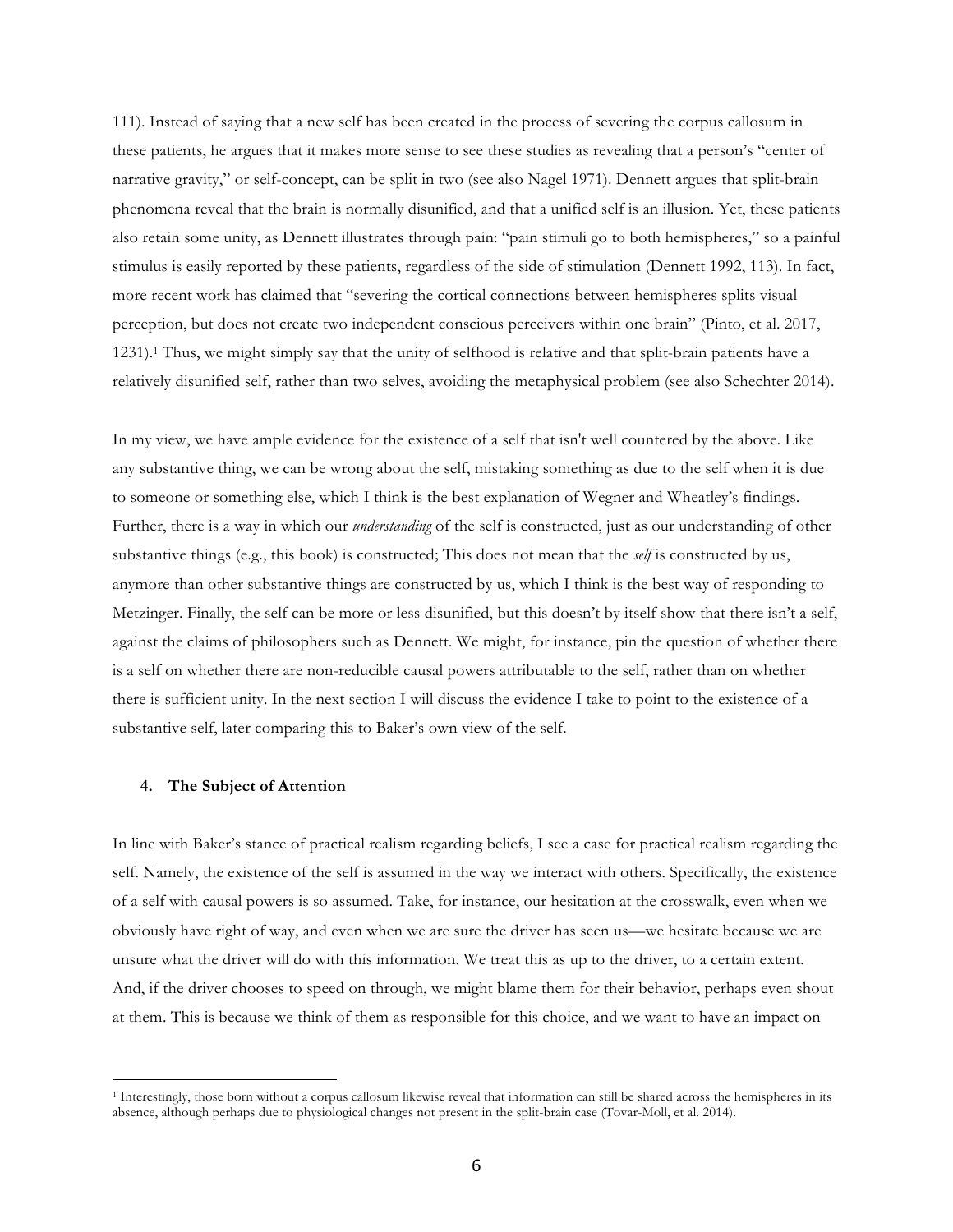111). Instead of saying that a new self has been created in the process of severing the corpus callosum in these patients, he argues that it makes more sense to see these studies as revealing that a person's "center of narrative gravity," or self-concept, can be split in two (see also Nagel 1971). Dennett argues that split-brain phenomena reveal that the brain is normally disunified, and that a unified self is an illusion. Yet, these patients also retain some unity, as Dennett illustrates through pain: "pain stimuli go to both hemispheres," so a painful stimulus is easily reported by these patients, regardless of the side of stimulation (Dennett 1992, 113). In fact, more recent work has claimed that "severing the cortical connections between hemispheres splits visual perception, but does not create two independent conscious perceivers within one brain" (Pinto, et al. 2017, 1231).[1] Thus, we might simply say that the unity of selfhood is relative and that split-brain patients have a relatively disunified self, rather than two selves, avoiding the metaphysical problem (see also Schechter 2014).

In my view, we have ample evidence for the existence of a self that isn't well countered by the above. Like any substantive thing, we can be wrong about the self, mistaking something as due to the self when it is due to someone or something else, which I think is the best explanation of Wegner and Wheatley's findings. Further, there is a way in which our *understanding* of the self is constructed, just as our understanding of other substantive things (e.g., this book) is constructed; This does not mean that the *self* is constructed by us, anymore than other substantive things are constructed by us, which I think is the best way of responding to Metzinger. Finally, the self can be more or less disunified, but this doesn't by itself show that there isn't a self, against the claims of philosophers such as Dennett. We might, for instance, pin the question of whether there is a self on whether there are non-reducible causal powers attributable to the self, rather than on whether there is sufficient unity. In the next section I will discuss the evidence I take to point to the existence of a substantive self, later comparing this to Baker's own view of the self.

#### 4. The Subject of Attention

In line with Baker's stance of practical realism regarding beliefs, I see a case for practical realism regarding the self. Namely, the existence of the self is assumed in the way we interact with others. Specifically, the existence of a self with causal powers is so assumed. Take, for instance, our hesitation at the crosswalk, even when we obviously have right of way, and even when we are sure the driver has seen us—we hesitate because we are unsure what the driver will do with this information. We treat this as up to the driver, to a certain extent. And, if the driver chooses to speed on through, we might blame them for their behavior, perhaps even shout at them. This is because we think of them as responsible for this choice, and we want to have an impact on

---

[1] Interestingly, those born without a corpus callosum likewise reveal that information can still be shared across the hemispheres in its absence, although perhaps due to physiological changes not present in the split-brain case (Tovar-Moll, et al. 2014).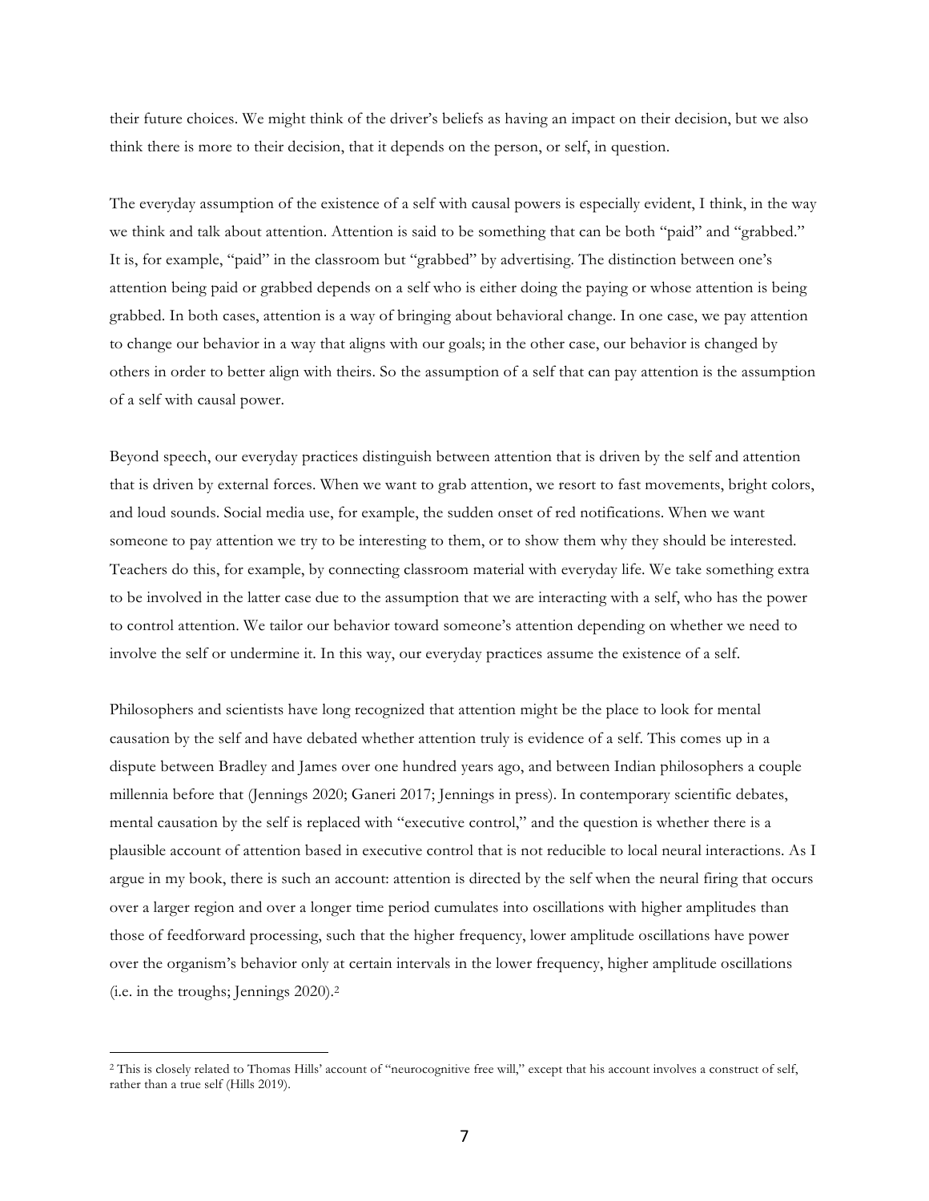their future choices. We might think of the driver's beliefs as having an impact on their decision, but we also think there is more to their decision, that it depends on the person, or self, in question.

The everyday assumption of the existence of a self with causal powers is especially evident, I think, in the way we think and talk about attention. Attention is said to be something that can be both "paid" and "grabbed." It is, for example, "paid" in the classroom but "grabbed" by advertising. The distinction between one's attention being paid or grabbed depends on a self who is either doing the paying or whose attention is being grabbed. In both cases, attention is a way of bringing about behavioral change. In one case, we pay attention to change our behavior in a way that aligns with our goals; in the other case, our behavior is changed by others in order to better align with theirs. So the assumption of a self that can pay attention is the assumption of a self with causal power.

Beyond speech, our everyday practices distinguish between attention that is driven by the self and attention that is driven by external forces. When we want to grab attention, we resort to fast movements, bright colors, and loud sounds. Social media use, for example, the sudden onset of red notifications. When we want someone to pay attention we try to be interesting to them, or to show them why they should be interested. Teachers do this, for example, by connecting classroom material with everyday life. We take something extra to be involved in the latter case due to the assumption that we are interacting with a self, who has the power to control attention. We tailor our behavior toward someone's attention depending on whether we need to involve the self or undermine it. In this way, our everyday practices assume the existence of a self.

Philosophers and scientists have long recognized that attention might be the place to look for mental causation by the self and have debated whether attention truly is evidence of a self. This comes up in a dispute between Bradley and James over one hundred years ago, and between Indian philosophers a couple millennia before that (Jennings 2020; Ganeri 2017; Jennings in press). In contemporary scientific debates, mental causation by the self is replaced with "executive control," and the question is whether there is a plausible account of attention based in executive control that is not reducible to local neural interactions. As I argue in my book, there is such an account: attention is directed by the self when the neural firing that occurs over a larger region and over a longer time period cumulates into oscillations with higher amplitudes than those of feedforward processing, such that the higher frequency, lower amplitude oscillations have power over the organism's behavior only at certain intervals in the lower frequency, higher amplitude oscillations (i.e. in the troughs; Jennings 2020).[2]

---

[2] This is closely related to Thomas Hills' account of "neurocognitive free will," except that his account involves a construct of self, rather than a true self (Hills 2019).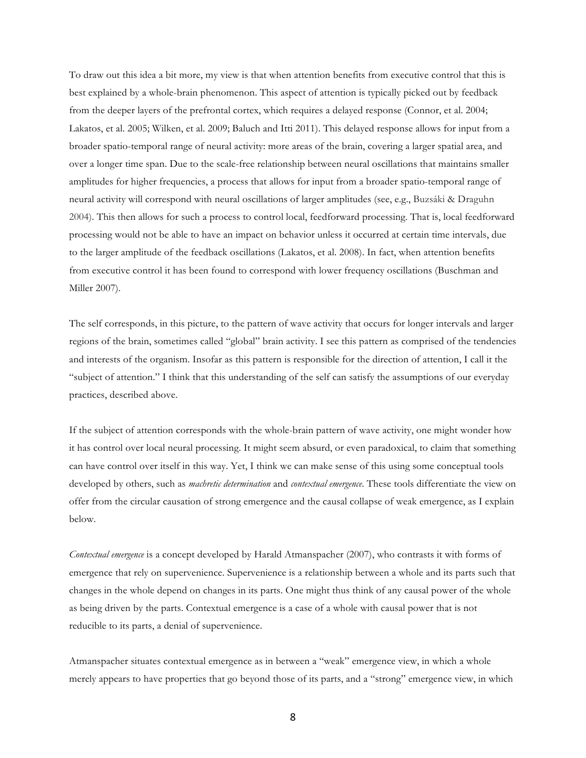To draw out this idea a bit more, my view is that when attention benefits from executive control that this is best explained by a whole-brain phenomenon. This aspect of attention is typically picked out by feedback from the deeper layers of the prefrontal cortex, which requires a delayed response (Connor, et al. 2004; Lakatos, et al. 2005; Wilken, et al. 2009; Baluch and Itti 2011). This delayed response allows for input from a broader spatio-temporal range of neural activity: more areas of the brain, covering a larger spatial area, and over a longer time span. Due to the scale-free relationship between neural oscillations that maintains smaller amplitudes for higher frequencies, a process that allows for input from a broader spatio-temporal range of neural activity will correspond with neural oscillations of larger amplitudes (see, e.g., Buzsáki & Draguhn 2004). This then allows for such a process to control local, feedforward processing. That is, local feedforward processing would not be able to have an impact on behavior unless it occurred at certain time intervals, due to the larger amplitude of the feedback oscillations (Lakatos, et al. 2008). In fact, when attention benefits from executive control it has been found to correspond with lower frequency oscillations (Buschman and Miller 2007).

The self corresponds, in this picture, to the pattern of wave activity that occurs for longer intervals and larger regions of the brain, sometimes called "global" brain activity. I see this pattern as comprised of the tendencies and interests of the organism. Insofar as this pattern is responsible for the direction of attention, I call it the "subject of attention." I think that this understanding of the self can satisfy the assumptions of our everyday practices, described above.

If the subject of attention corresponds with the whole-brain pattern of wave activity, one might wonder how it has control over local neural processing. It might seem absurd, or even paradoxical, to claim that something can have control over itself in this way. Yet, I think we can make sense of this using some conceptual tools developed by others, such as *machretic determination* and *contextual emergence*. These tools differentiate the view on offer from the circular causation of strong emergence and the causal collapse of weak emergence, as I explain below.

*Contextual emergence* is a concept developed by Harald Atmanspacher (2007), who contrasts it with forms of emergence that rely on supervenience. Supervenience is a relationship between a whole and its parts such that changes in the whole depend on changes in its parts. One might thus think of any causal power of the whole as being driven by the parts. Contextual emergence is a case of a whole with causal power that is not reducible to its parts, a denial of supervenience.

Atmanspacher situates contextual emergence as in between a "weak" emergence view, in which a whole merely appears to have properties that go beyond those of its parts, and a "strong" emergence view, in which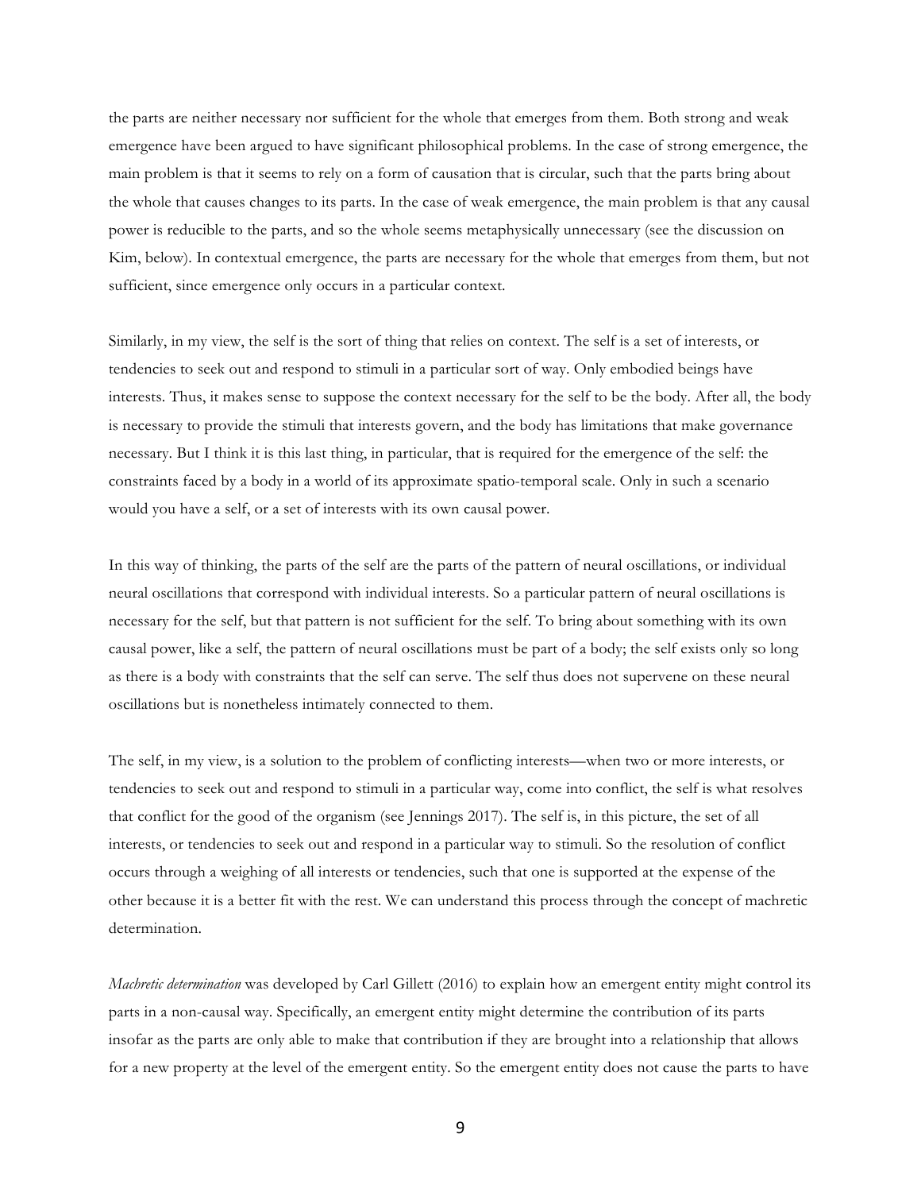the parts are neither necessary nor sufficient for the whole that emerges from them. Both strong and weak emergence have been argued to have significant philosophical problems. In the case of strong emergence, the main problem is that it seems to rely on a form of causation that is circular, such that the parts bring about the whole that causes changes to its parts. In the case of weak emergence, the main problem is that any causal power is reducible to the parts, and so the whole seems metaphysically unnecessary (see the discussion on Kim, below). In contextual emergence, the parts are necessary for the whole that emerges from them, but not sufficient, since emergence only occurs in a particular context.

Similarly, in my view, the self is the sort of thing that relies on context. The self is a set of interests, or tendencies to seek out and respond to stimuli in a particular sort of way. Only embodied beings have interests. Thus, it makes sense to suppose the context necessary for the self to be the body. After all, the body is necessary to provide the stimuli that interests govern, and the body has limitations that make governance necessary. But I think it is this last thing, in particular, that is required for the emergence of the self: the constraints faced by a body in a world of its approximate spatio-temporal scale. Only in such a scenario would you have a self, or a set of interests with its own causal power.

In this way of thinking, the parts of the self are the parts of the pattern of neural oscillations, or individual neural oscillations that correspond with individual interests. So a particular pattern of neural oscillations is necessary for the self, but that pattern is not sufficient for the self. To bring about something with its own causal power, like a self, the pattern of neural oscillations must be part of a body; the self exists only so long as there is a body with constraints that the self can serve. The self thus does not supervene on these neural oscillations but is nonetheless intimately connected to them.

The self, in my view, is a solution to the problem of conflicting interests—when two or more interests, or tendencies to seek out and respond to stimuli in a particular way, come into conflict, the self is what resolves that conflict for the good of the organism (see Jennings 2017). The self is, in this picture, the set of all interests, or tendencies to seek out and respond in a particular way to stimuli. So the resolution of conflict occurs through a weighing of all interests or tendencies, such that one is supported at the expense of the other because it is a better fit with the rest. We can understand this process through the concept of machretic determination.

*Machretic determination* was developed by Carl Gillett (2016) to explain how an emergent entity might control its parts in a non-causal way. Specifically, an emergent entity might determine the contribution of its parts insofar as the parts are only able to make that contribution if they are brought into a relationship that allows for a new property at the level of the emergent entity. So the emergent entity does not cause the parts to have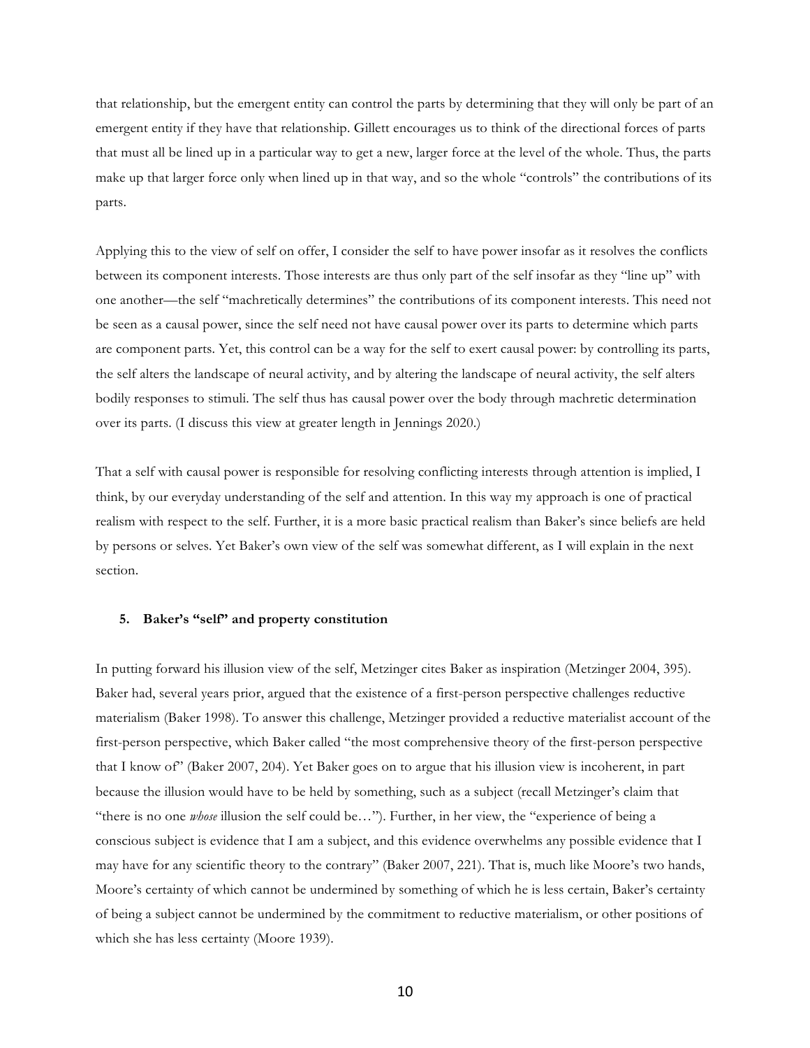that relationship, but the emergent entity can control the parts by determining that they will only be part of an emergent entity if they have that relationship. Gillett encourages us to think of the directional forces of parts that must all be lined up in a particular way to get a new, larger force at the level of the whole. Thus, the parts make up that larger force only when lined up in that way, and so the whole "controls" the contributions of its parts.

Applying this to the view of self on offer, I consider the self to have power insofar as it resolves the conflicts between its component interests. Those interests are thus only part of the self insofar as they "line up" with one another—the self "machretically determines" the contributions of its component interests. This need not be seen as a causal power, since the self need not have causal power over its parts to determine which parts are component parts. Yet, this control can be a way for the self to exert causal power: by controlling its parts, the self alters the landscape of neural activity, and by altering the landscape of neural activity, the self alters bodily responses to stimuli. The self thus has causal power over the body through machretic determination over its parts. (I discuss this view at greater length in Jennings 2020.)

That a self with causal power is responsible for resolving conflicting interests through attention is implied, I think, by our everyday understanding of the self and attention. In this way my approach is one of practical realism with respect to the self. Further, it is a more basic practical realism than Baker's since beliefs are held by persons or selves. Yet Baker's own view of the self was somewhat different, as I will explain in the next section.

## 5. Baker's "self" and property constitution

In putting forward his illusion view of the self, Metzinger cites Baker as inspiration (Metzinger 2004, 395). Baker had, several years prior, argued that the existence of a first-person perspective challenges reductive materialism (Baker 1998). To answer this challenge, Metzinger provided a reductive materialist account of the first-person perspective, which Baker called "the most comprehensive theory of the first-person perspective that I know of" (Baker 2007, 204). Yet Baker goes on to argue that his illusion view is incoherent, in part because the illusion would have to be held by something, such as a subject (recall Metzinger's claim that "there is no one *whose* illusion the self could be…"). Further, in her view, the "experience of being a conscious subject is evidence that I am a subject, and this evidence overwhelms any possible evidence that I may have for any scientific theory to the contrary" (Baker 2007, 221). That is, much like Moore's two hands, Moore's certainty of which cannot be undermined by something of which he is less certain, Baker's certainty of being a subject cannot be undermined by the commitment to reductive materialism, or other positions of which she has less certainty (Moore 1939).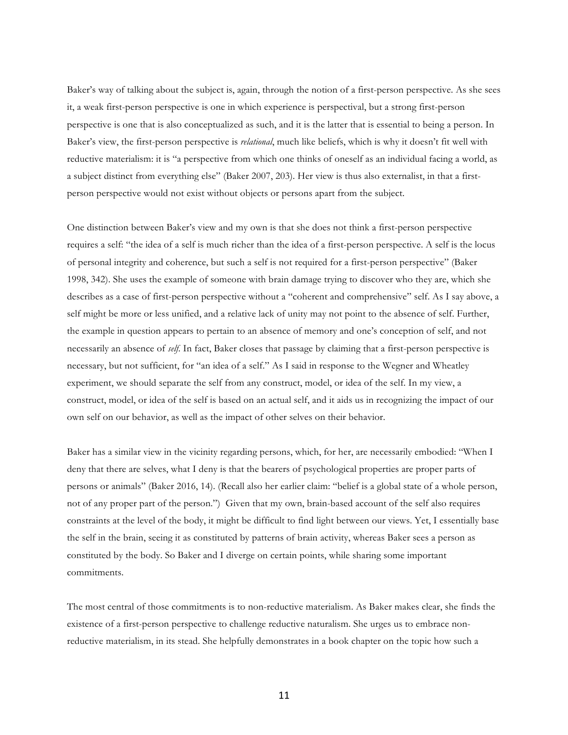Baker's way of talking about the subject is, again, through the notion of a first-person perspective. As she sees it, a weak first-person perspective is one in which experience is perspectival, but a strong first-person perspective is one that is also conceptualized as such, and it is the latter that is essential to being a person. In Baker's view, the first-person perspective is *relational*, much like beliefs, which is why it doesn't fit well with reductive materialism: it is "a perspective from which one thinks of oneself as an individual facing a world, as a subject distinct from everything else" (Baker 2007, 203). Her view is thus also externalist, in that a first-person perspective would not exist without objects or persons apart from the subject.

One distinction between Baker's view and my own is that she does not think a first-person perspective requires a self: "the idea of a self is much richer than the idea of a first-person perspective. A self is the locus of personal integrity and coherence, but such a self is not required for a first-person perspective" (Baker 1998, 342). She uses the example of someone with brain damage trying to discover who they are, which she describes as a case of first-person perspective without a "coherent and comprehensive" self. As I say above, a self might be more or less unified, and a relative lack of unity may not point to the absence of self. Further, the example in question appears to pertain to an absence of memory and one's conception of self, and not necessarily an absence of *self*. In fact, Baker closes that passage by claiming that a first-person perspective is necessary, but not sufficient, for "an idea of a self." As I said in response to the Wegner and Wheatley experiment, we should separate the self from any construct, model, or idea of the self. In my view, a construct, model, or idea of the self is based on an actual self, and it aids us in recognizing the impact of our own self on our behavior, as well as the impact of other selves on their behavior.

Baker has a similar view in the vicinity regarding persons, which, for her, are necessarily embodied: "When I deny that there are selves, what I deny is that the bearers of psychological properties are proper parts of persons or animals" (Baker 2016, 14). (Recall also her earlier claim: "belief is a global state of a whole person, not of any proper part of the person.") Given that my own, brain-based account of the self also requires constraints at the level of the body, it might be difficult to find light between our views. Yet, I essentially base the self in the brain, seeing it as constituted by patterns of brain activity, whereas Baker sees a person as constituted by the body. So Baker and I diverge on certain points, while sharing some important commitments.

The most central of those commitments is to non-reductive materialism. As Baker makes clear, she finds the existence of a first-person perspective to challenge reductive naturalism. She urges us to embrace non-reductive materialism, in its stead. She helpfully demonstrates in a book chapter on the topic how such a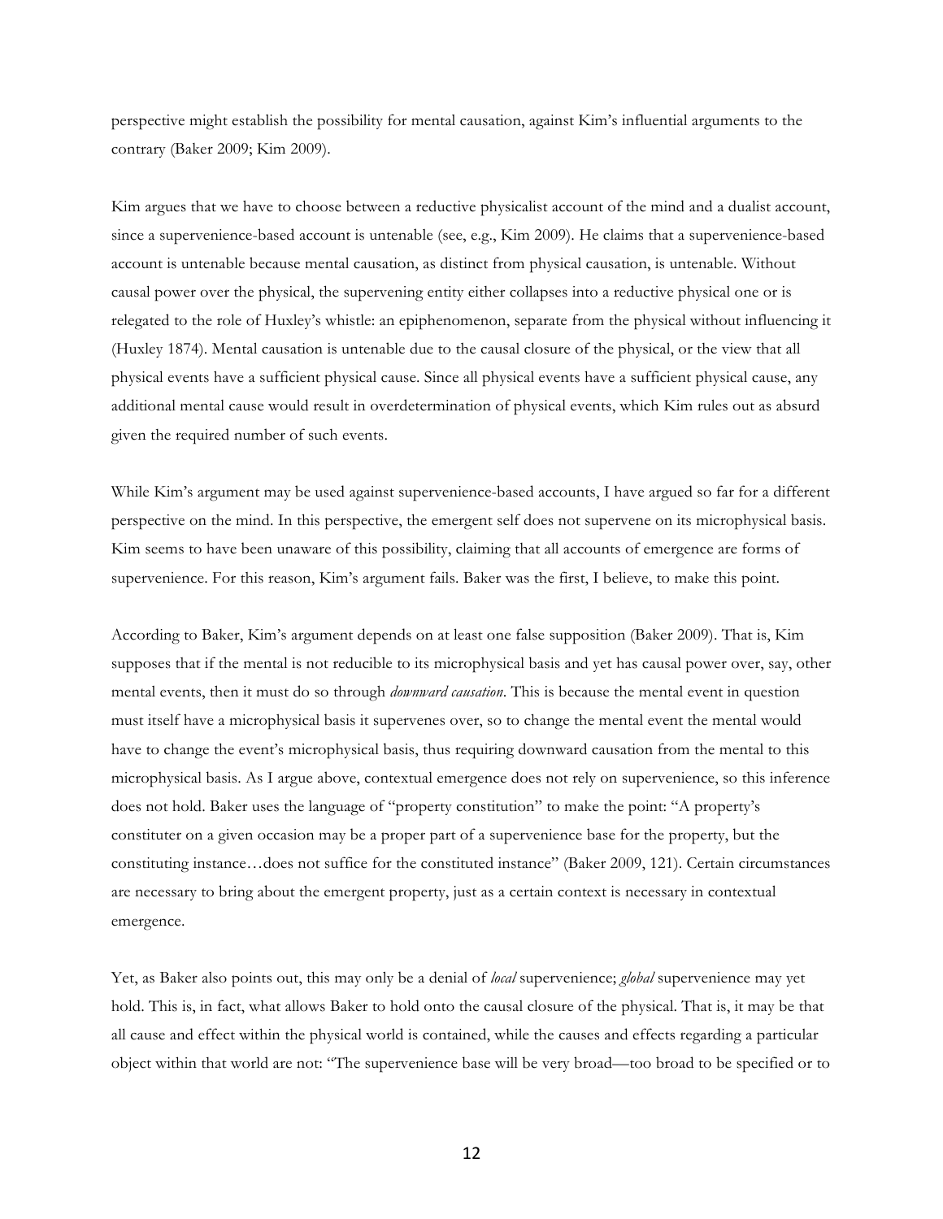perspective might establish the possibility for mental causation, against Kim's influential arguments to the contrary (Baker 2009; Kim 2009).

Kim argues that we have to choose between a reductive physicalist account of the mind and a dualist account, since a supervenience-based account is untenable (see, e.g., Kim 2009). He claims that a supervenience-based account is untenable because mental causation, as distinct from physical causation, is untenable. Without causal power over the physical, the supervening entity either collapses into a reductive physical one or is relegated to the role of Huxley's whistle: an epiphenomenon, separate from the physical without influencing it (Huxley 1874). Mental causation is untenable due to the causal closure of the physical, or the view that all physical events have a sufficient physical cause. Since all physical events have a sufficient physical cause, any additional mental cause would result in overdetermination of physical events, which Kim rules out as absurd given the required number of such events.

While Kim's argument may be used against supervenience-based accounts, I have argued so far for a different perspective on the mind. In this perspective, the emergent self does not supervene on its microphysical basis. Kim seems to have been unaware of this possibility, claiming that all accounts of emergence are forms of supervenience. For this reason, Kim's argument fails. Baker was the first, I believe, to make this point.

According to Baker, Kim's argument depends on at least one false supposition (Baker 2009). That is, Kim supposes that if the mental is not reducible to its microphysical basis and yet has causal power over, say, other mental events, then it must do so through *downward causation*. This is because the mental event in question must itself have a microphysical basis it supervenes over, so to change the mental event the mental would have to change the event's microphysical basis, thus requiring downward causation from the mental to this microphysical basis. As I argue above, contextual emergence does not rely on supervenience, so this inference does not hold. Baker uses the language of "property constitution" to make the point: "A property's constituter on a given occasion may be a proper part of a supervenience base for the property, but the constituting instance…does not suffice for the constituted instance" (Baker 2009, 121). Certain circumstances are necessary to bring about the emergent property, just as a certain context is necessary in contextual emergence.

Yet, as Baker also points out, this may only be a denial of *local* supervenience; *global* supervenience may yet hold. This is, in fact, what allows Baker to hold onto the causal closure of the physical. That is, it may be that all cause and effect within the physical world is contained, while the causes and effects regarding a particular object within that world are not: "The supervenience base will be very broad—too broad to be specified or to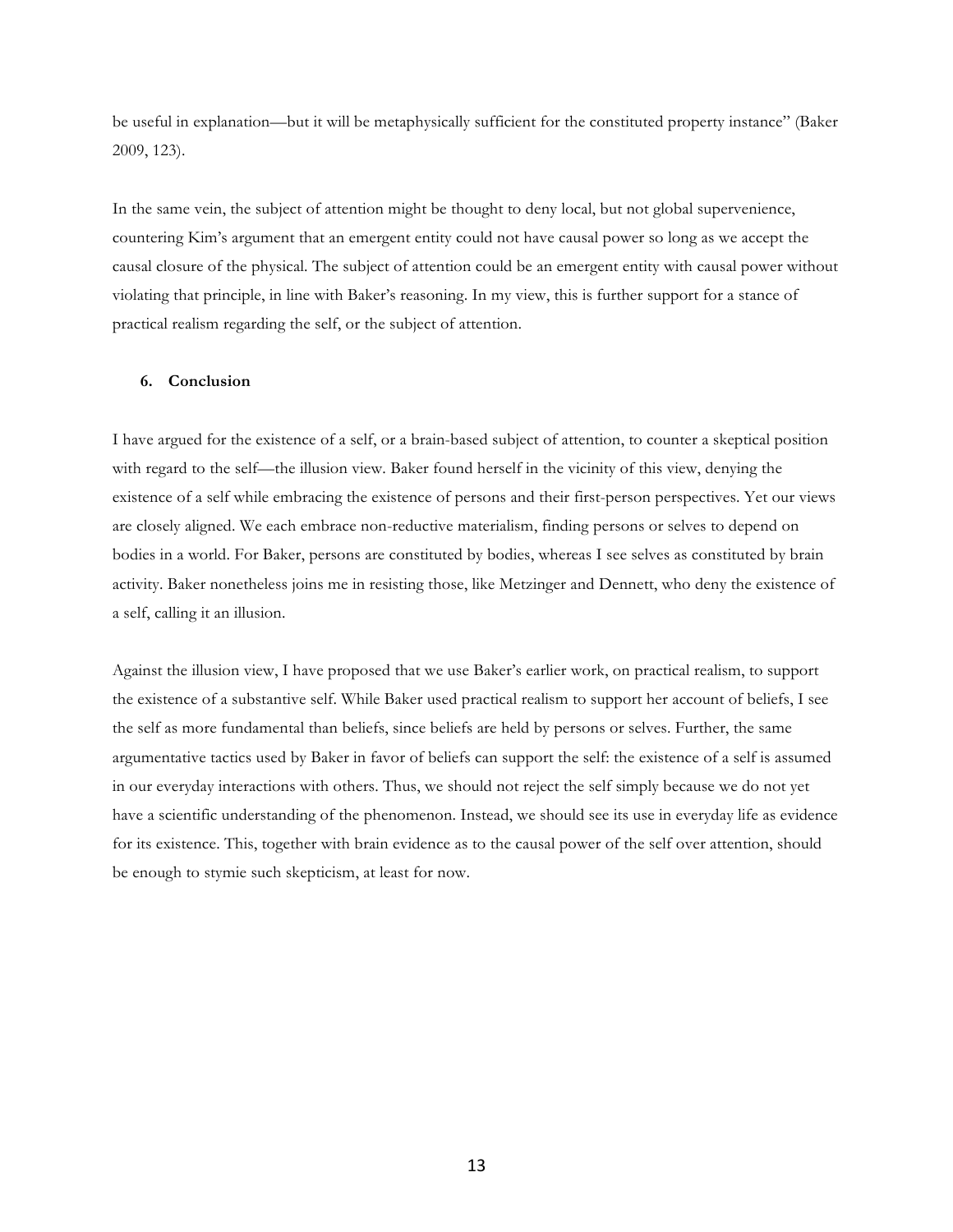be useful in explanation—but it will be metaphysically sufficient for the constituted property instance" (Baker 2009, 123).

In the same vein, the subject of attention might be thought to deny local, but not global supervenience, countering Kim's argument that an emergent entity could not have causal power so long as we accept the causal closure of the physical. The subject of attention could be an emergent entity with causal power without violating that principle, in line with Baker's reasoning. In my view, this is further support for a stance of practical realism regarding the self, or the subject of attention.

## 6. Conclusion

I have argued for the existence of a self, or a brain-based subject of attention, to counter a skeptical position with regard to the self—the illusion view. Baker found herself in the vicinity of this view, denying the existence of a self while embracing the existence of persons and their first-person perspectives. Yet our views are closely aligned. We each embrace non-reductive materialism, finding persons or selves to depend on bodies in a world. For Baker, persons are constituted by bodies, whereas I see selves as constituted by brain activity. Baker nonetheless joins me in resisting those, like Metzinger and Dennett, who deny the existence of a self, calling it an illusion.

Against the illusion view, I have proposed that we use Baker's earlier work, on practical realism, to support the existence of a substantive self. While Baker used practical realism to support her account of beliefs, I see the self as more fundamental than beliefs, since beliefs are held by persons or selves. Further, the same argumentative tactics used by Baker in favor of beliefs can support the self: the existence of a self is assumed in our everyday interactions with others. Thus, we should not reject the self simply because we do not yet have a scientific understanding of the phenomenon. Instead, we should see its use in everyday life as evidence for its existence. This, together with brain evidence as to the causal power of the self over attention, should be enough to stymie such skepticism, at least for now.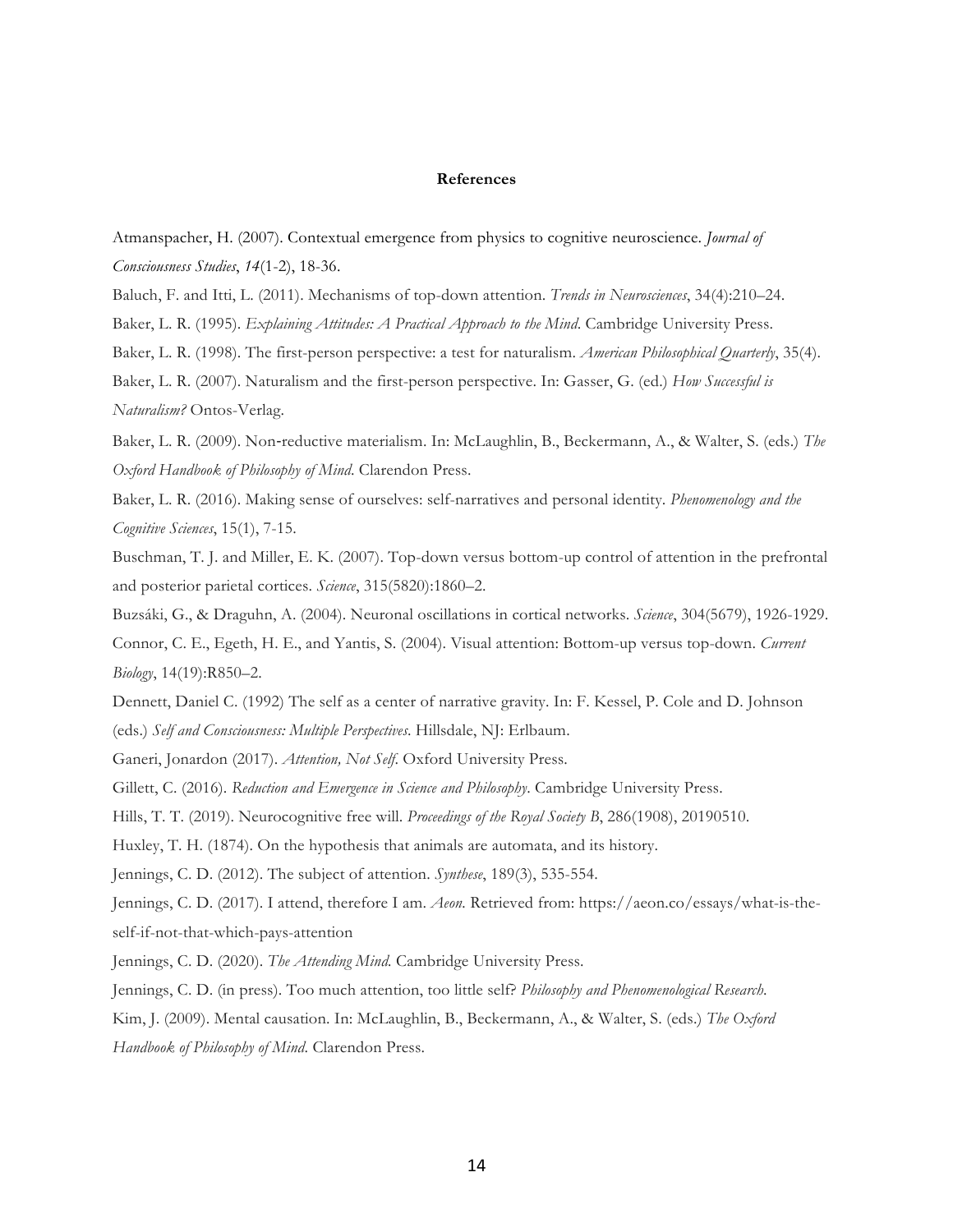**References**

Atmanspacher, H. (2007). Contextual emergence from physics to cognitive neuroscience. *Journal of Consciousness Studies*, *14*(1-2), 18-36.

Baluch, F. and Itti, L. (2011). Mechanisms of top-down attention. *Trends in Neurosciences*, 34(4):210–24.

Baker, L. R. (1995). *Explaining Attitudes: A Practical Approach to the Mind*. Cambridge University Press.

Baker, L. R. (1998). The first-person perspective: a test for naturalism. *American Philosophical Quarterly*, 35(4).

Baker, L. R. (2007). Naturalism and the first-person perspective. In: Gasser, G. (ed.) *How Successful is Naturalism?* Ontos-Verlag.

Baker, L. R. (2009). Non-reductive materialism. In: McLaughlin, B., Beckermann, A., & Walter, S. (eds.) *The Oxford Handbook of Philosophy of Mind*. Clarendon Press.

Baker, L. R. (2016). Making sense of ourselves: self-narratives and personal identity. *Phenomenology and the Cognitive Sciences*, 15(1), 7-15.

Buschman, T. J. and Miller, E. K. (2007). Top-down versus bottom-up control of attention in the prefrontal and posterior parietal cortices. *Science*, 315(5820):1860–2.

Buzsáki, G., & Draguhn, A. (2004). Neuronal oscillations in cortical networks. *Science*, 304(5679), 1926-1929.

Connor, C. E., Egeth, H. E., and Yantis, S. (2004). Visual attention: Bottom-up versus top-down. *Current Biology*, 14(19):R850–2.

Dennett, Daniel C. (1992) The self as a center of narrative gravity. In: F. Kessel, P. Cole and D. Johnson (eds.) *Self and Consciousness: Multiple Perspectives*. Hillsdale, NJ: Erlbaum.

Ganeri, Jonardon (2017). *Attention, Not Self*. Oxford University Press.

Gillett, C. (2016). *Reduction and Emergence in Science and Philosophy*. Cambridge University Press.

Hills, T. T. (2019). Neurocognitive free will. *Proceedings of the Royal Society B*, 286(1908), 20190510.

Huxley, T. H. (1874). On the hypothesis that animals are automata, and its history.

Jennings, C. D. (2012). The subject of attention. *Synthese*, 189(3), 535-554.

Jennings, C. D. (2017). I attend, therefore I am. *Aeon*. Retrieved from: https://aeon.co/essays/what-is-the-self-if-not-that-which-pays-attention

Jennings, C. D. (2020). *The Attending Mind*. Cambridge University Press.

Jennings, C. D. (in press). Too much attention, too little self? *Philosophy and Phenomenological Research*.

Kim, J. (2009). Mental causation. In: McLaughlin, B., Beckermann, A., & Walter, S. (eds.) *The Oxford Handbook of Philosophy of Mind*. Clarendon Press.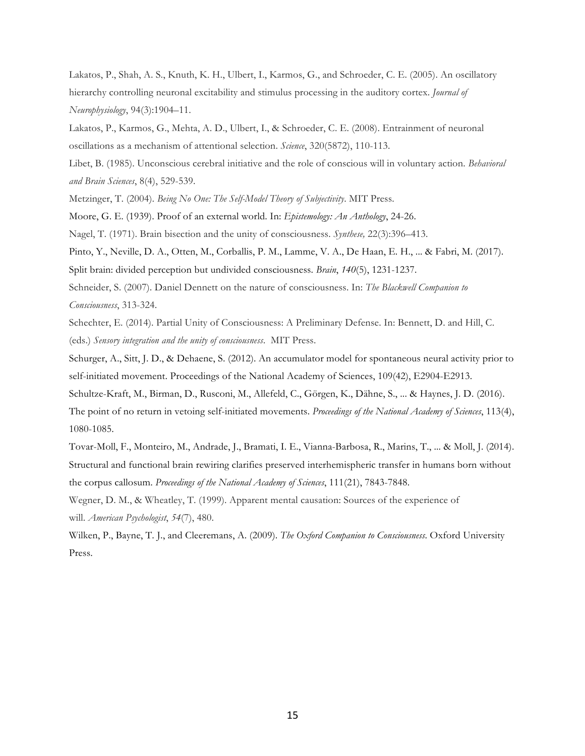Lakatos, P., Shah, A. S., Knuth, K. H., Ulbert, I., Karmos, G., and Schroeder, C. E. (2005). An oscillatory hierarchy controlling neuronal excitability and stimulus processing in the auditory cortex. *Journal of Neurophysiology*, 94(3):1904–11.

Lakatos, P., Karmos, G., Mehta, A. D., Ulbert, I., & Schroeder, C. E. (2008). Entrainment of neuronal oscillations as a mechanism of attentional selection. *Science*, 320(5872), 110-113.

Libet, B. (1985). Unconscious cerebral initiative and the role of conscious will in voluntary action. *Behavioral and Brain Sciences*, 8(4), 529-539.

Metzinger, T. (2004). *Being No One: The Self-Model Theory of Subjectivity*. MIT Press.

Moore, G. E. (1939). Proof of an external world. In: *Epistemology: An Anthology*, 24-26.

Nagel, T. (1971). Brain bisection and the unity of consciousness. *Synthese,* 22(3):396–413.

Pinto, Y., Neville, D. A., Otten, M., Corballis, P. M., Lamme, V. A., De Haan, E. H., ... & Fabri, M. (2017). Split brain: divided perception but undivided consciousness. *Brain*, *140*(5), 1231-1237.

Schneider, S. (2007). Daniel Dennett on the nature of consciousness. In: *The Blackwell Companion to Consciousness*, 313-324.

Schechter, E. (2014). Partial Unity of Consciousness: A Preliminary Defense. In: Bennett, D. and Hill, C. (eds.) *Sensory integration and the unity of consciousness*. MIT Press.

Schurger, A., Sitt, J. D., & Dehaene, S. (2012). An accumulator model for spontaneous neural activity prior to self-initiated movement. Proceedings of the National Academy of Sciences, 109(42), E2904-E2913.

Schultze-Kraft, M., Birman, D., Rusconi, M., Allefeld, C., Görgen, K., Dähne, S., ... & Haynes, J. D. (2016). The point of no return in vetoing self-initiated movements. *Proceedings of the National Academy of Sciences*, 113(4), 1080-1085.

Tovar-Moll, F., Monteiro, M., Andrade, J., Bramati, I. E., Vianna-Barbosa, R., Marins, T., ... & Moll, J. (2014). Structural and functional brain rewiring clarifies preserved interhemispheric transfer in humans born without the corpus callosum. *Proceedings of the National Academy of Sciences*, 111(21), 7843-7848.

Wegner, D. M., & Wheatley, T. (1999). Apparent mental causation: Sources of the experience of will. *American Psychologist*, *54*(7), 480.

Wilken, P., Bayne, T. J., and Cleeremans, A. (2009). *The Oxford Companion to Consciousness*. Oxford University Press.